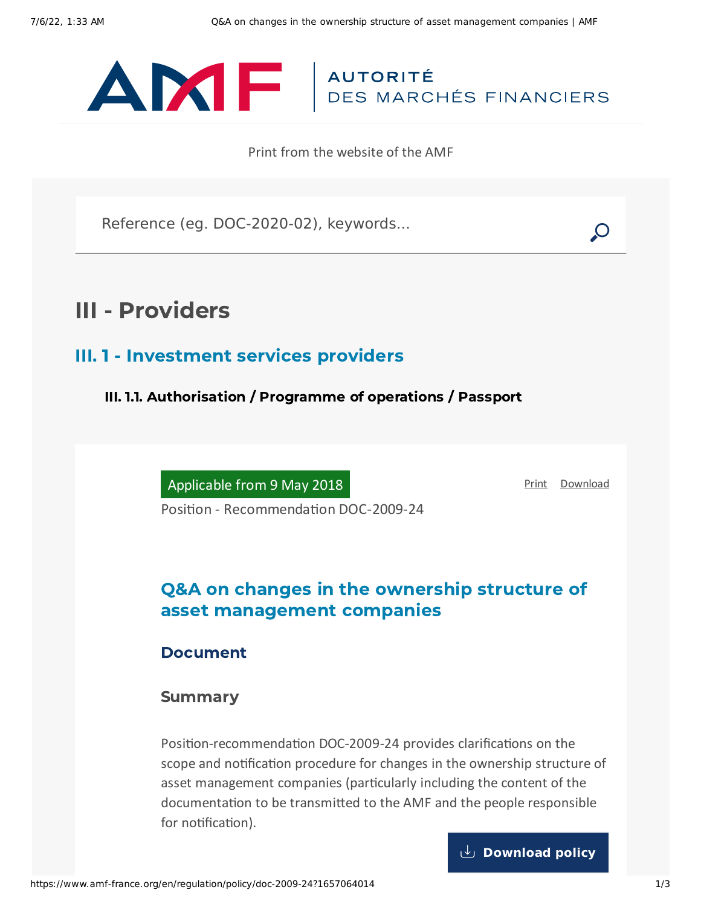AUTORITÉ DES MARCHÉS FINANCIERS

Print from the website of the AMF

Reference (eg. DOC-2020-02), keywords...

# III - Providers

## III. 1 - Investment services providers

### III. 1.1. Authorisation / Programme of operations / Passport

Applicable from 9 May 2018

Print Download

Position - Recommendation DOC-2009-24

## Q&A on changes in the ownership structure of asset management companies

### Document

#### Summary

Position-recommendation DOC-2009-24 provides clarifications on the scope and notification procedure for changes in the ownership structure of asset management companies (particularly including the content of the documentation to be transmitted to the AMF and the people responsible for notification).

Download policy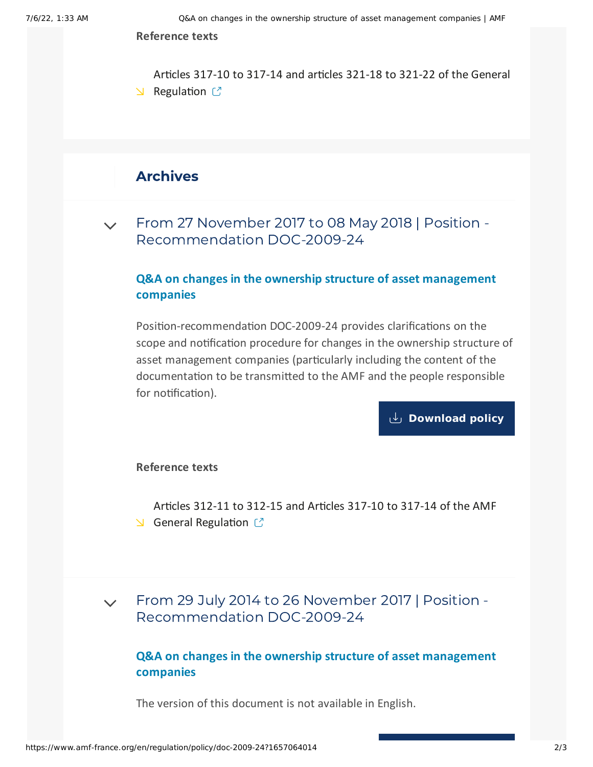**Reference texts**

- Articles 317-10 to 317-14 and articles 321-18 to 321-22 of the General Regulation

## Archives

### From 27 November 2017 to 08 May 2018 | Position - Recommendation DOC-2009-24

**Q&A on changes in the ownership structure of asset management companies**

Position-recommendation DOC-2009-24 provides clarifications on the scope and notification procedure for changes in the ownership structure of asset management companies (particularly including the content of the documentation to be transmitted to the AMF and the people responsible for notification).

**Download policy**

**Reference texts**

- Articles 312-11 to 312-15 and Articles 317-10 to 317-14 of the AMF General Regulation

### From 29 July 2014 to 26 November 2017 | Position - Recommendation DOC-2009-24

**Q&A on changes in the ownership structure of asset management companies**

The version of this document is not available in English.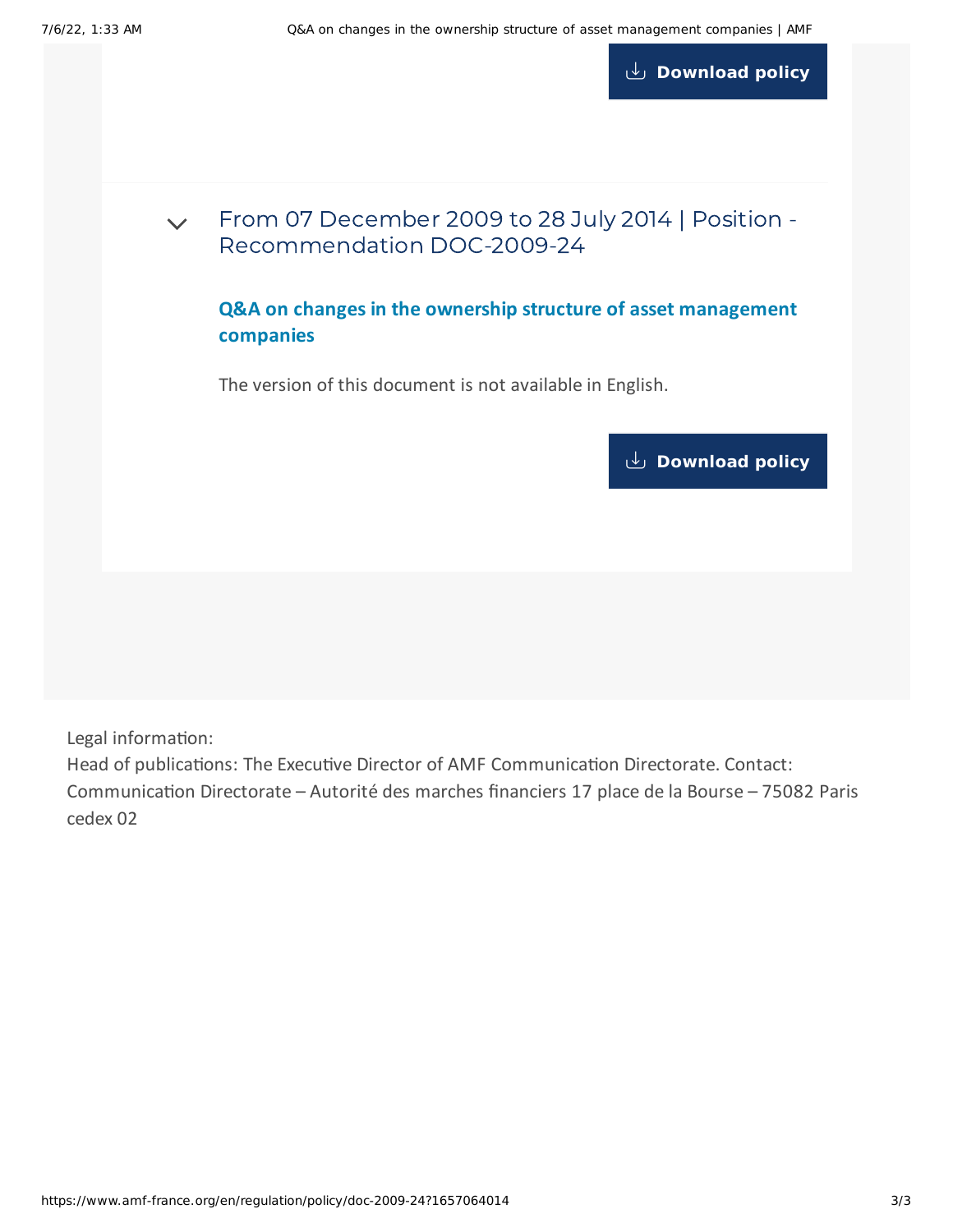Download policy

## From 07 December 2009 to 28 July 2014 | Position - Recommendation DOC-2009-24

**Q&A on changes in the ownership structure of asset management companies**

The version of this document is not available in English.

Download policy

Legal information:
Head of publications: The Executive Director of AMF Communication Directorate. Contact: Communication Directorate – Autorité des marches financiers 17 place de la Bourse – 75082 Paris cedex 02